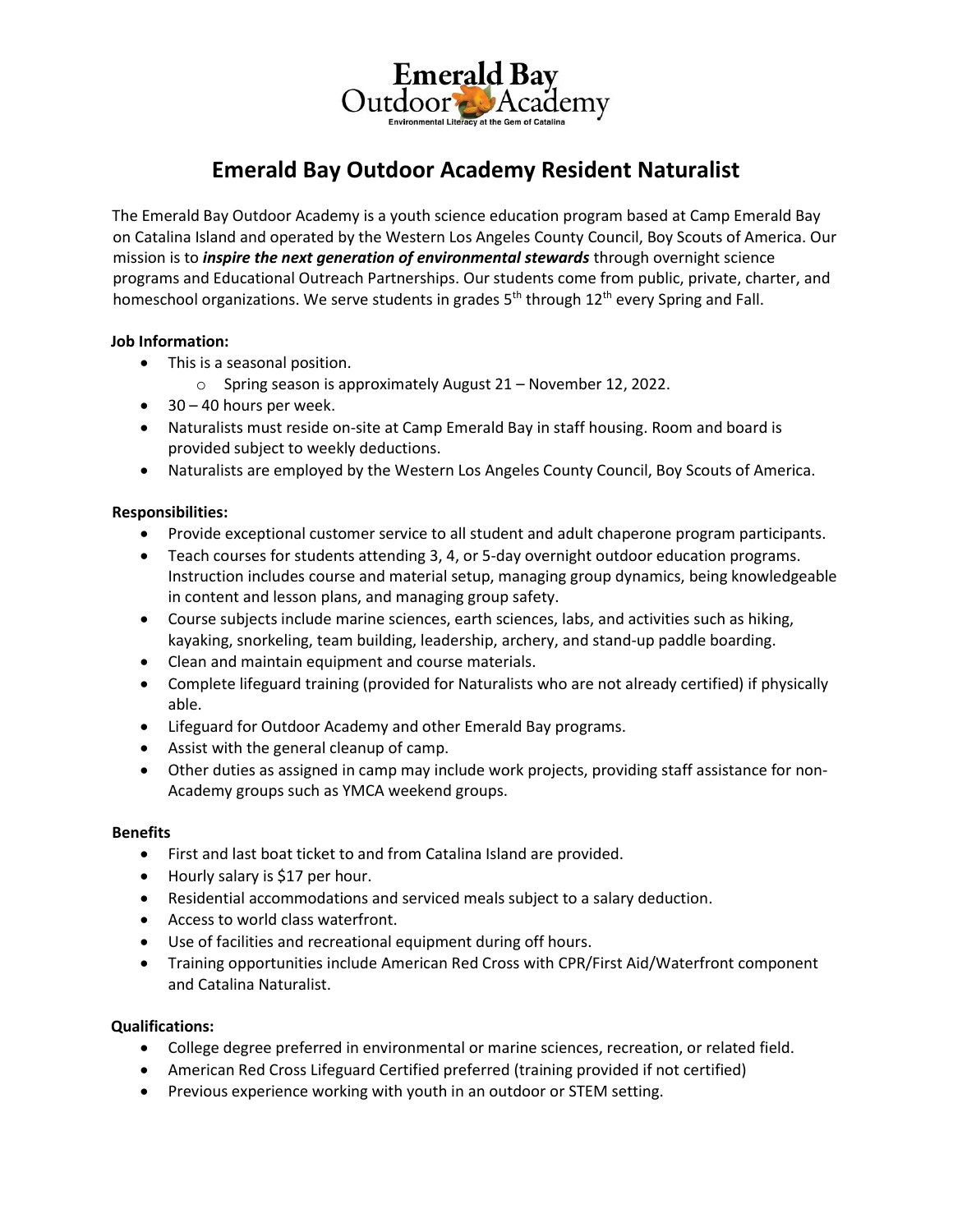Emerald Bay Outdoor Academy

Environmental Literacy at the Gem of Catalina

# Emerald Bay Outdoor Academy Resident Naturalist

The Emerald Bay Outdoor Academy is a youth science education program based at Camp Emerald Bay on Catalina Island and operated by the Western Los Angeles County Council, Boy Scouts of America. Our mission is to ***inspire the next generation of environmental stewards*** through overnight science programs and Educational Outreach Partnerships. Our students come from public, private, charter, and homeschool organizations. We serve students in grades 5th through 12th every Spring and Fall.

**Job Information:**

- This is a seasonal position.
  - Spring season is approximately August 21 – November 12, 2022.
- 30 – 40 hours per week.
- Naturalists must reside on-site at Camp Emerald Bay in staff housing. Room and board is provided subject to weekly deductions.
- Naturalists are employed by the Western Los Angeles County Council, Boy Scouts of America.

**Responsibilities:**

- Provide exceptional customer service to all student and adult chaperone program participants.
- Teach courses for students attending 3, 4, or 5-day overnight outdoor education programs. Instruction includes course and material setup, managing group dynamics, being knowledgeable in content and lesson plans, and managing group safety.
- Course subjects include marine sciences, earth sciences, labs, and activities such as hiking, kayaking, snorkeling, team building, leadership, archery, and stand-up paddle boarding.
- Clean and maintain equipment and course materials.
- Complete lifeguard training (provided for Naturalists who are not already certified) if physically able.
- Lifeguard for Outdoor Academy and other Emerald Bay programs.
- Assist with the general cleanup of camp.
- Other duties as assigned in camp may include work projects, providing staff assistance for non-Academy groups such as YMCA weekend groups.

**Benefits**

- First and last boat ticket to and from Catalina Island are provided.
- Hourly salary is $17 per hour.
- Residential accommodations and serviced meals subject to a salary deduction.
- Access to world class waterfront.
- Use of facilities and recreational equipment during off hours.
- Training opportunities include American Red Cross with CPR/First Aid/Waterfront component and Catalina Naturalist.

**Qualifications:**

- College degree preferred in environmental or marine sciences, recreation, or related field.
- American Red Cross Lifeguard Certified preferred (training provided if not certified)
- Previous experience working with youth in an outdoor or STEM setting.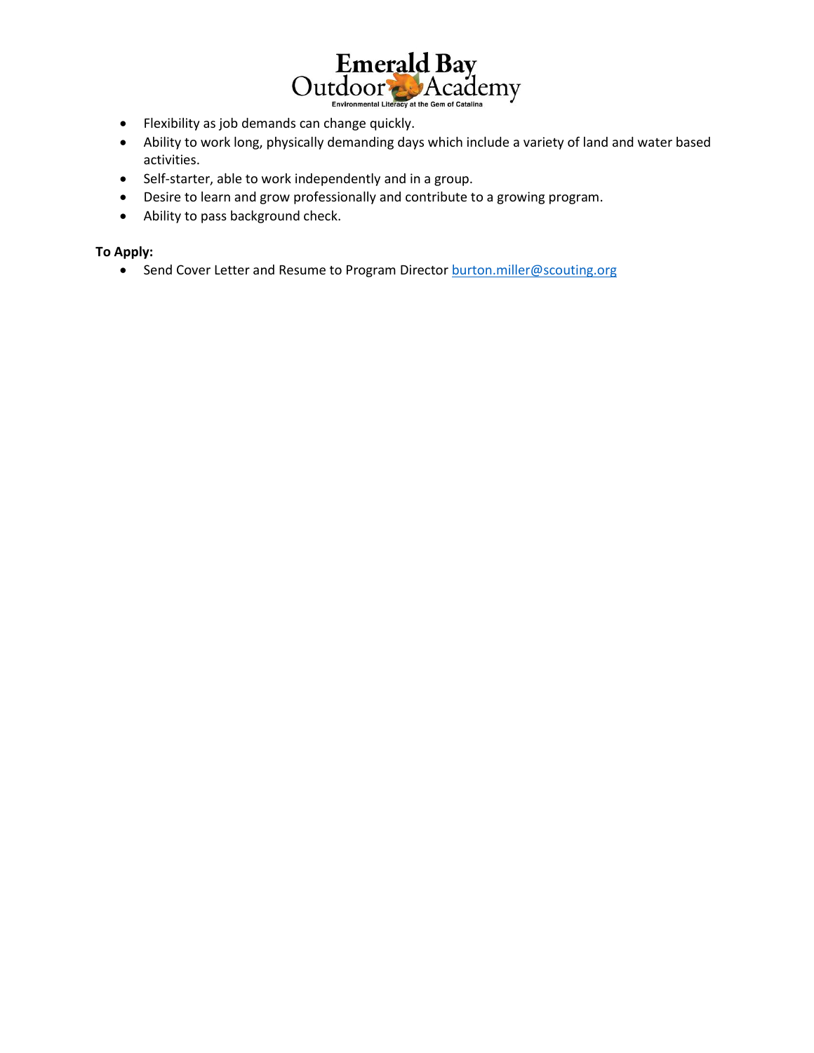- Flexibility as job demands can change quickly.
- Ability to work long, physically demanding days which include a variety of land and water based activities.
- Self-starter, able to work independently and in a group.
- Desire to learn and grow professionally and contribute to a growing program.
- Ability to pass background check.

**To Apply:**

- Send Cover Letter and Resume to Program Director burton.miller@scouting.org